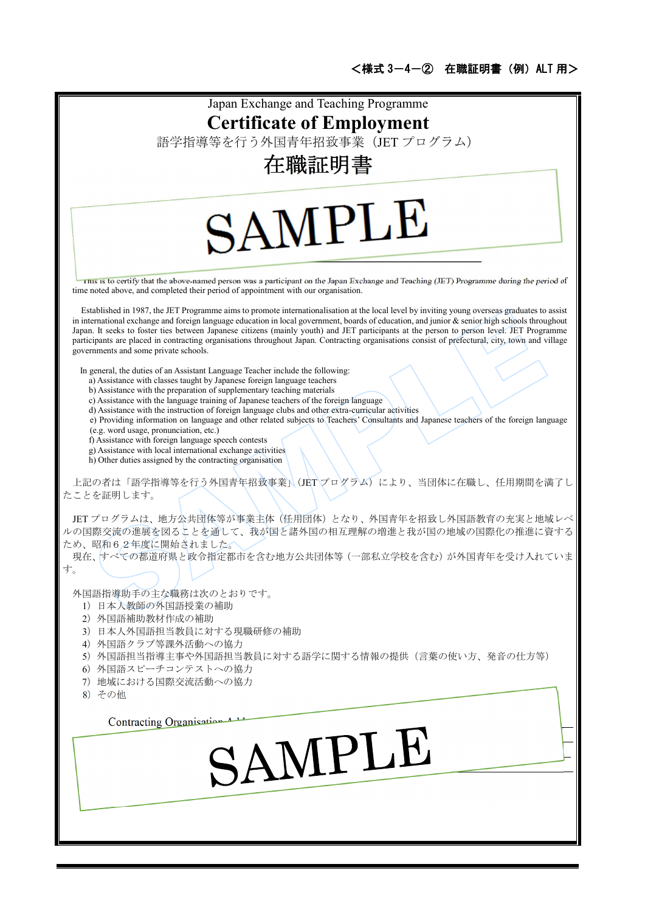<様式 3－4－②　在職証明書（例）ALT 用>

Japan Exchange and Teaching Programme

# Certificate of Employment

語学指導等を行う外国青年招致事業（JET プログラム）

# 在職証明書

SAMPLE

This is to certify that the above-named person was a participant on the Japan Exchange and Teaching (JET) Programme during the period of time noted above, and completed their period of appointment with our organisation.

Established in 1987, the JET Programme aims to promote internationalisation at the local level by inviting young overseas graduates to assist in international exchange and foreign language education in local government, boards of education, and junior & senior high schools throughout Japan. It seeks to foster ties between Japanese citizens (mainly youth) and JET participants at the person to person level. JET Programme participants are placed in contracting organisations throughout Japan. Contracting organisations consist of prefectural, city, town and village governments and some private schools.

In general, the duties of an Assistant Language Teacher include the following:

a) Assistance with classes taught by Japanese foreign language teachers
b) Assistance with the preparation of supplementary teaching materials
c) Assistance with the language training of Japanese teachers of the foreign language
d) Assistance with the instruction of foreign language clubs and other extra-curricular activities
e) Providing information on language and other related subjects to Teachers' Consultants and Japanese teachers of the foreign language (e.g. word usage, pronunciation, etc.)
f) Assistance with foreign language speech contests
g) Assistance with local international exchange activities
h) Other duties assigned by the contracting organisation

上記の者は「語学指導等を行う外国青年招致事業」（JET プログラム）により、当団体に在職し、任用期間を満了したことを証明します。

JET プログラムは、地方公共団体等が事業主体（任用団体）となり、外国青年を招致し外国語教育の充実と地域レベルの国際交流の進展を図ることを通して、我が国と諸外国の相互理解の増進と我が国の地域の国際化の推進に資するため、昭和６２年度に開始されました。

現在、すべての都道府県と政令指定都市を含む地方公共団体等（一部私立学校を含む）が外国青年を受け入れています。

外国語指導助手の主な職務は次のとおりです。

1) 日本人教師の外国語授業の補助
2) 外国語補助教材作成の補助
3) 日本人外国語担当教員に対する現職研修の補助
4) 外国語クラブ等課外活動への協力
5) 外国語担当指導主事や外国語担当教員に対する語学に関する情報の提供（言葉の使い方、発音の仕方等）
6) 外国語スピーチコンテストへの協力
7) 地域における国際交流活動への協力
8) その他

Contracting Organisation A...

SAMPLE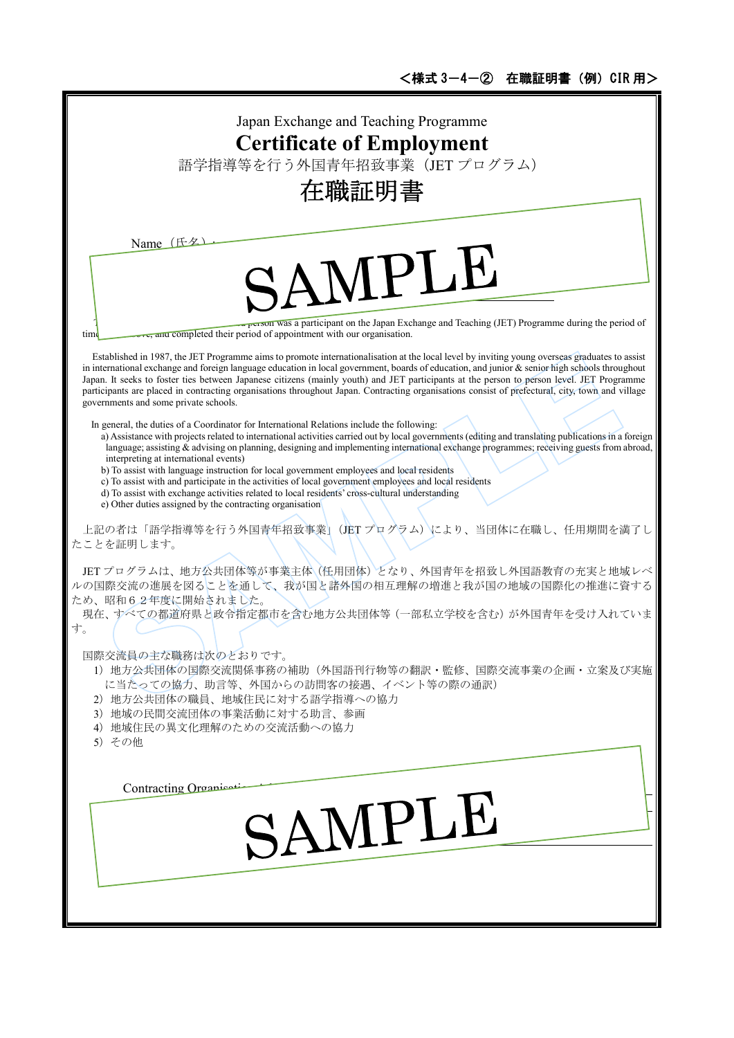<様式 3－4－② 在職証明書（例）CIR 用>

Japan Exchange and Teaching Programme

# Certificate of Employment

語学指導等を行う外国青年招致事業（JET プログラム）

# 在職証明書

Name（氏名）:

SAMPLE

T... person was a participant on the Japan Exchange and Teaching (JET) Programme during the period of time ... and completed their period of appointment with our organisation.

Established in 1987, the JET Programme aims to promote internationalisation at the local level by inviting young overseas graduates to assist in international exchange and foreign language education in local government, boards of education, and junior & senior high schools throughout Japan. It seeks to foster ties between Japanese citizens (mainly youth) and JET participants at the person to person level. JET Programme participants are placed in contracting organisations throughout Japan. Contracting organisations consist of prefectural, city, town and village governments and some private schools.

In general, the duties of a Coordinator for International Relations include the following:

a) Assistance with projects related to international activities carried out by local governments (editing and translating publications in a foreign language; assisting & advising on planning, designing and implementing international exchange programmes; receiving guests from abroad, interpreting at international events)
b) To assist with language instruction for local government employees and local residents
c) To assist with and participate in the activities of local government employees and local residents
d) To assist with exchange activities related to local residents' cross-cultural understanding
e) Other duties assigned by the contracting organisation

上記の者は「語学指導等を行う外国青年招致事業」（JET プログラム）により、当団体に在職し、任用期間を満了したことを証明します。

JET プログラムは、地方公共団体等が事業主体（任用団体）となり、外国青年を招致し外国語教育の充実と地域レベルの国際交流の進展を図ることを通して、我が国と諸外国の相互理解の増進と我が国の地域の国際化の推進に資するため、昭和６２年度に開始されました。

現在、すべての都道府県と政令指定都市を含む地方公共団体等（一部私立学校を含む）が外国青年を受け入れています。

国際交流員の主な職務は次のとおりです。

1）地方公共団体の国際交流関係事務の補助（外国語刊行物等の翻訳・監修、国際交流事業の企画・立案及び実施に当たっての協力、助言等、外国からの訪問客の接遇、イベント等の際の通訳）
2）地方公共団体の職員、地域住民に対する語学指導への協力
3）地域の民間交流団体の事業活動に対する助言、参画
4）地域住民の異文化理解のための交流活動への協力
5）その他

Contracting Organisati...

SAMPLE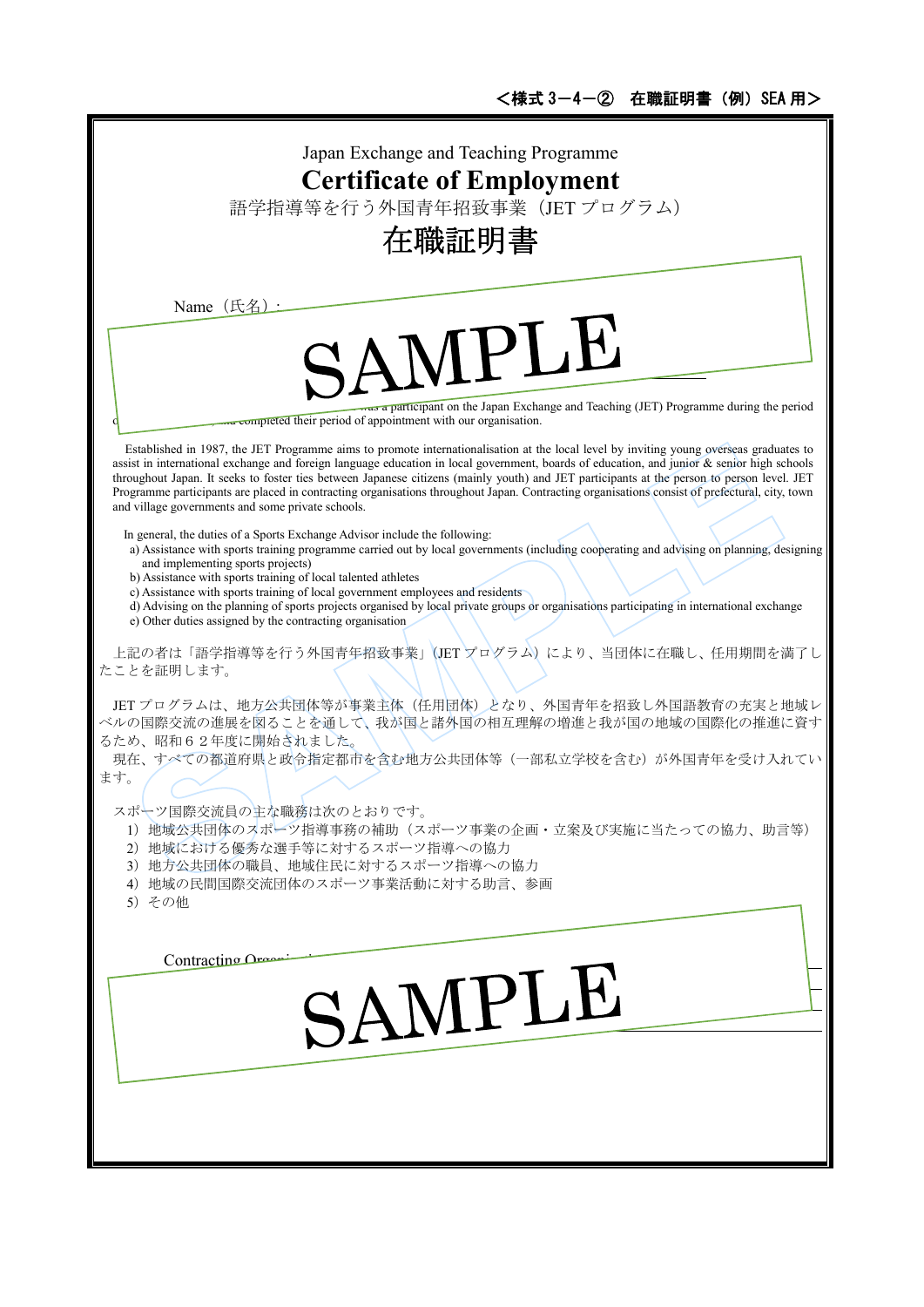<様式 3－4－② 在職証明書（例）SEA 用>

Japan Exchange and Teaching Programme

# Certificate of Employment

語学指導等を行う外国青年招致事業（JET プログラム）

# 在職証明書

Name（氏名）:

SAMPLE

was a participant on the Japan Exchange and Teaching (JET) Programme during the period , and completed their period of appointment with our organisation.

Established in 1987, the JET Programme aims to promote internationalisation at the local level by inviting young overseas graduates to assist in international exchange and foreign language education in local government, boards of education, and junior & senior high schools throughout Japan. It seeks to foster ties between Japanese citizens (mainly youth) and JET participants at the person to person level. JET Programme participants are placed in contracting organisations throughout Japan. Contracting organisations consist of prefectural, city, town and village governments and some private schools.

In general, the duties of a Sports Exchange Advisor include the following:

a) Assistance with sports training programme carried out by local governments (including cooperating and advising on planning, designing and implementing sports projects)
b) Assistance with sports training of local talented athletes
c) Assistance with sports training of local government employees and residents
d) Advising on the planning of sports projects organised by local private groups or organisations participating in international exchange
e) Other duties assigned by the contracting organisation

上記の者は「語学指導等を行う外国青年招致事業」（JET プログラム）により、当団体に在職し、任用期間を満了したことを証明します。

JET プログラムは、地方公共団体等が事業主体（任用団体）となり、外国青年を招致し外国語教育の充実と地域レベルの国際交流の進展を図ることを通して、我が国と諸外国の相互理解の増進と我が国の地域の国際化の推進に資するため、昭和６２年度に開始されました。

現在、すべての都道府県と政令指定都市を含む地方公共団体等（一部私立学校を含む）が外国青年を受け入れています。

スポーツ国際交流員の主な職務は次のとおりです。

1）地域公共団体のスポーツ指導事務の補助（スポーツ事業の企画・立案及び実施に当たっての協力、助言等）
2）地域における優秀な選手等に対するスポーツ指導への協力
3）地方公共団体の職員、地域住民に対するスポーツ指導への協力
4）地域の民間国際交流団体のスポーツ事業活動に対する助言、参画
5）その他

Contracting Organisation:

SAMPLE